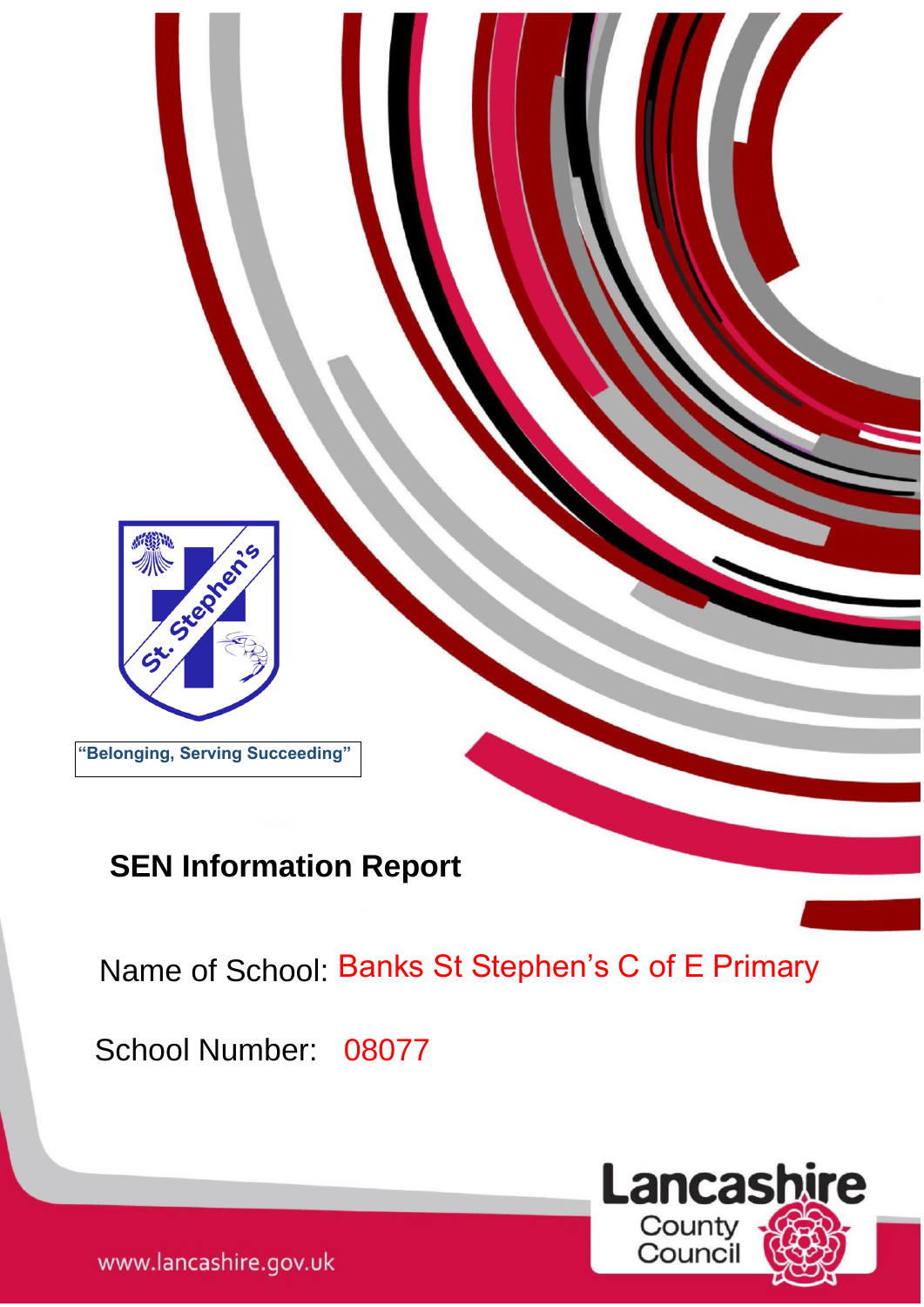St. Stephen's

"Belonging, Serving Succeeding"

# SEN Information Report

Name of School: Banks St Stephen's C of E Primary

School Number: 08077

Lancashire County Council

www.lancashire.gov.uk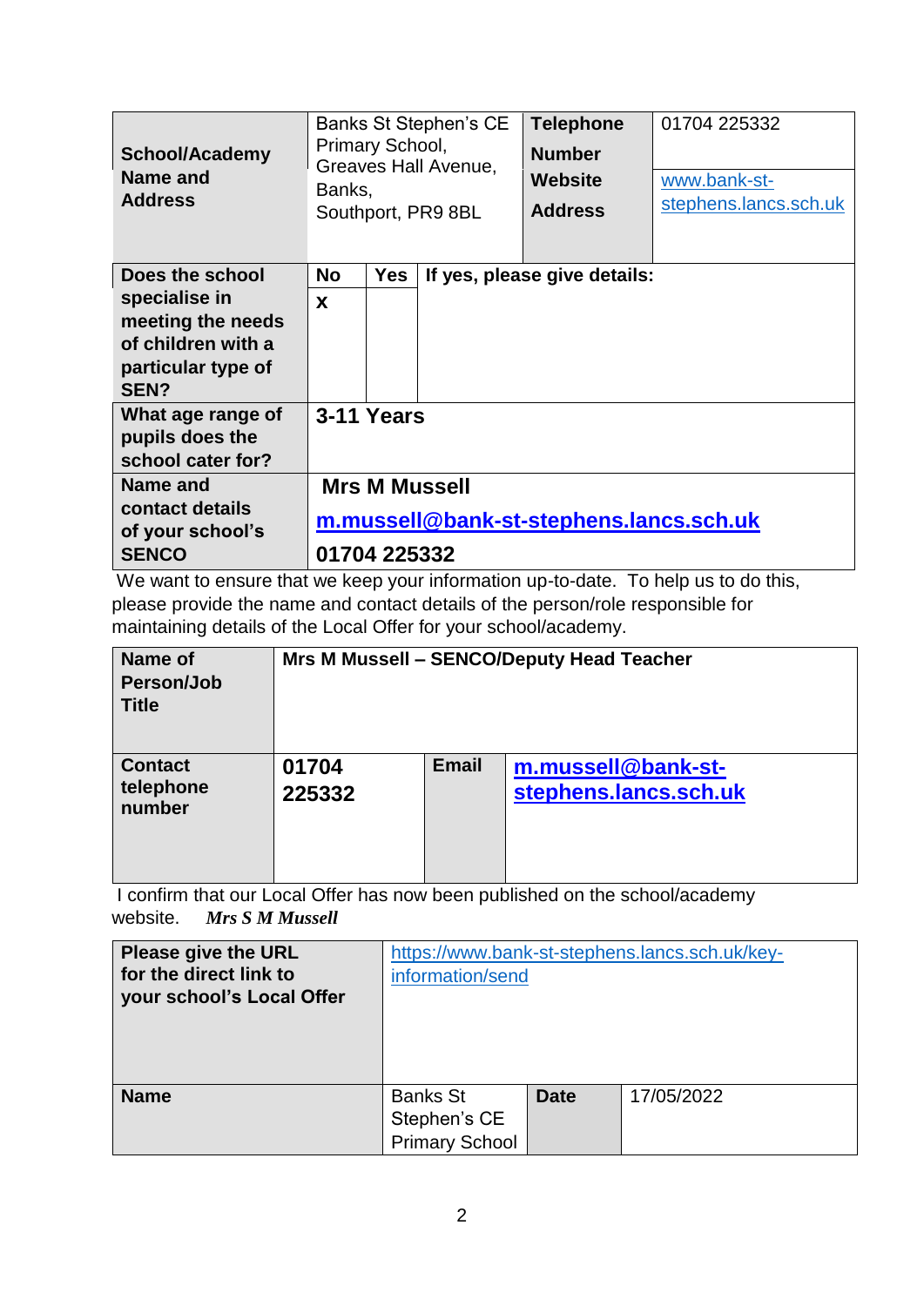| **School/Academy Name and Address** | Banks St Stephen's CE Primary School, Greaves Hall Avenue, Banks, Southport, PR9 8BL | | | **Telephone Number** | 01704 225332 |
|---|---|---|---|---|---|
| | | | | **Website Address** | www.bank-st-stephens.lancs.sch.uk |
| **Does the school specialise in meeting the needs of children with a particular type of SEN?** | **No** | **Yes** | **If yes, please give details:** | | |
| | **x** | | | | |
| **What age range of pupils does the school cater for?** | **3-11 Years** | | | | |
| **Name and contact details of your school's SENCO** | **Mrs M Mussell** | | | | |
| | **m.mussell@bank-st-stephens.lancs.sch.uk** | | | | |
| | **01704 225332** | | | | |

We want to ensure that we keep your information up-to-date. To help us to do this, please provide the name and contact details of the person/role responsible for maintaining details of the Local Offer for your school/academy.

| **Name of Person/Job Title** | **Mrs M Mussell – SENCO/Deputy Head Teacher** | | |
|---|---|---|---|
| **Contact telephone number** | **01704 225332** | **Email** | **m.mussell@bank-st-stephens.lancs.sch.uk** |

I confirm that our Local Offer has now been published on the school/academy website. ***Mrs S M Mussell***

| **Please give the URL for the direct link to your school's Local Offer** | https://www.bank-st-stephens.lancs.sch.uk/key-information/send | | |
|---|---|---|---|
| **Name** | Banks St Stephen's CE Primary School | **Date** | 17/05/2022 |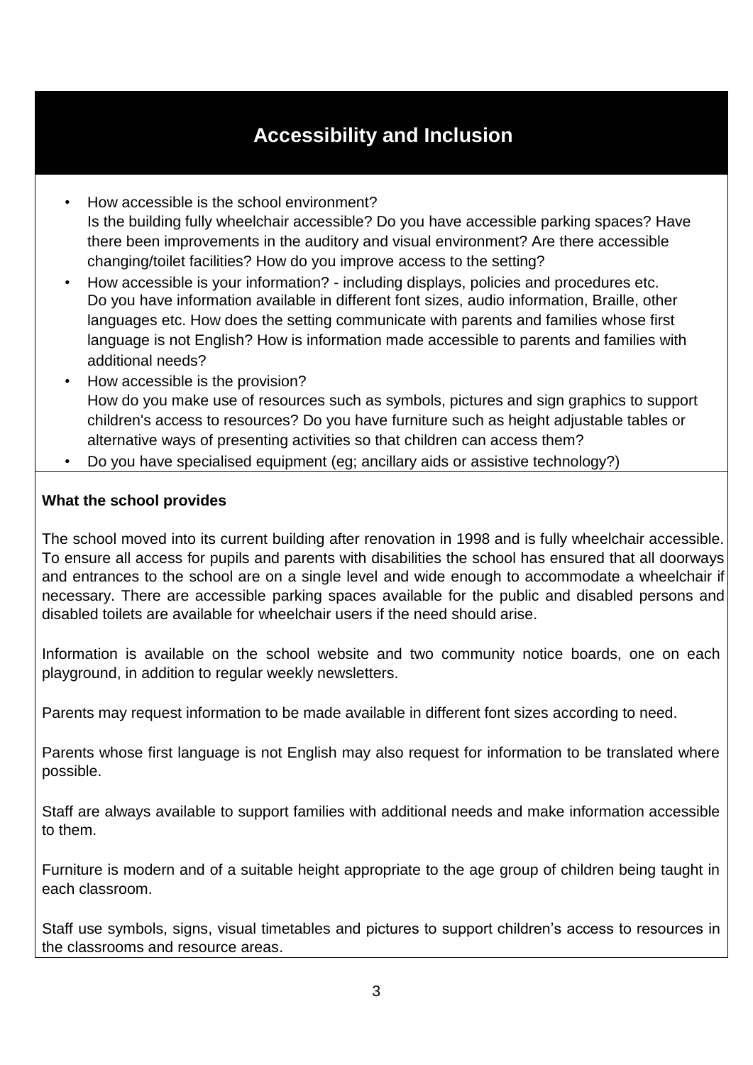## Accessibility and Inclusion

- How accessible is the school environment?
  Is the building fully wheelchair accessible? Do you have accessible parking spaces? Have there been improvements in the auditory and visual environment? Are there accessible changing/toilet facilities? How do you improve access to the setting?
- How accessible is your information? - including displays, policies and procedures etc.
  Do you have information available in different font sizes, audio information, Braille, other languages etc. How does the setting communicate with parents and families whose first language is not English? How is information made accessible to parents and families with additional needs?
- How accessible is the provision?
  How do you make use of resources such as symbols, pictures and sign graphics to support children's access to resources? Do you have furniture such as height adjustable tables or alternative ways of presenting activities so that children can access them?
- Do you have specialised equipment (eg; ancillary aids or assistive technology?)

**What the school provides**

The school moved into its current building after renovation in 1998 and is fully wheelchair accessible. To ensure all access for pupils and parents with disabilities the school has ensured that all doorways and entrances to the school are on a single level and wide enough to accommodate a wheelchair if necessary. There are accessible parking spaces available for the public and disabled persons and disabled toilets are available for wheelchair users if the need should arise.

Information is available on the school website and two community notice boards, one on each playground, in addition to regular weekly newsletters.

Parents may request information to be made available in different font sizes according to need.

Parents whose first language is not English may also request for information to be translated where possible.

Staff are always available to support families with additional needs and make information accessible to them.

Furniture is modern and of a suitable height appropriate to the age group of children being taught in each classroom.

Staff use symbols, signs, visual timetables and pictures to support children's access to resources in the classrooms and resource areas.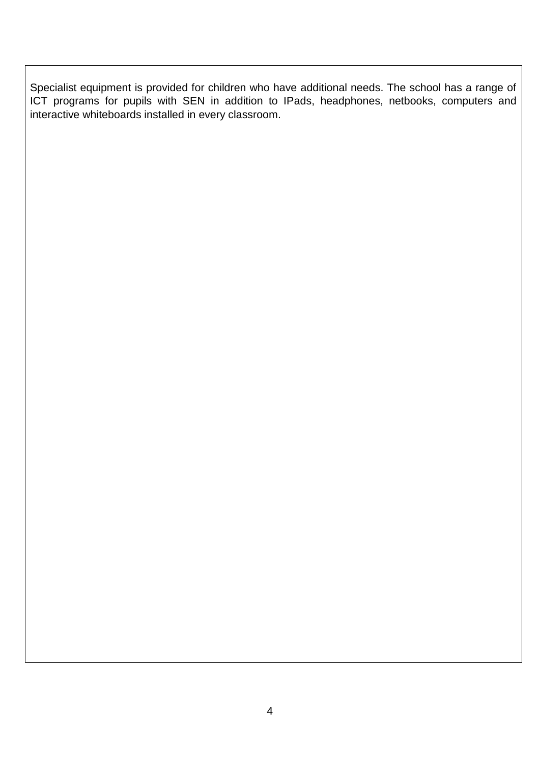Specialist equipment is provided for children who have additional needs. The school has a range of ICT programs for pupils with SEN in addition to IPads, headphones, netbooks, computers and interactive whiteboards installed in every classroom.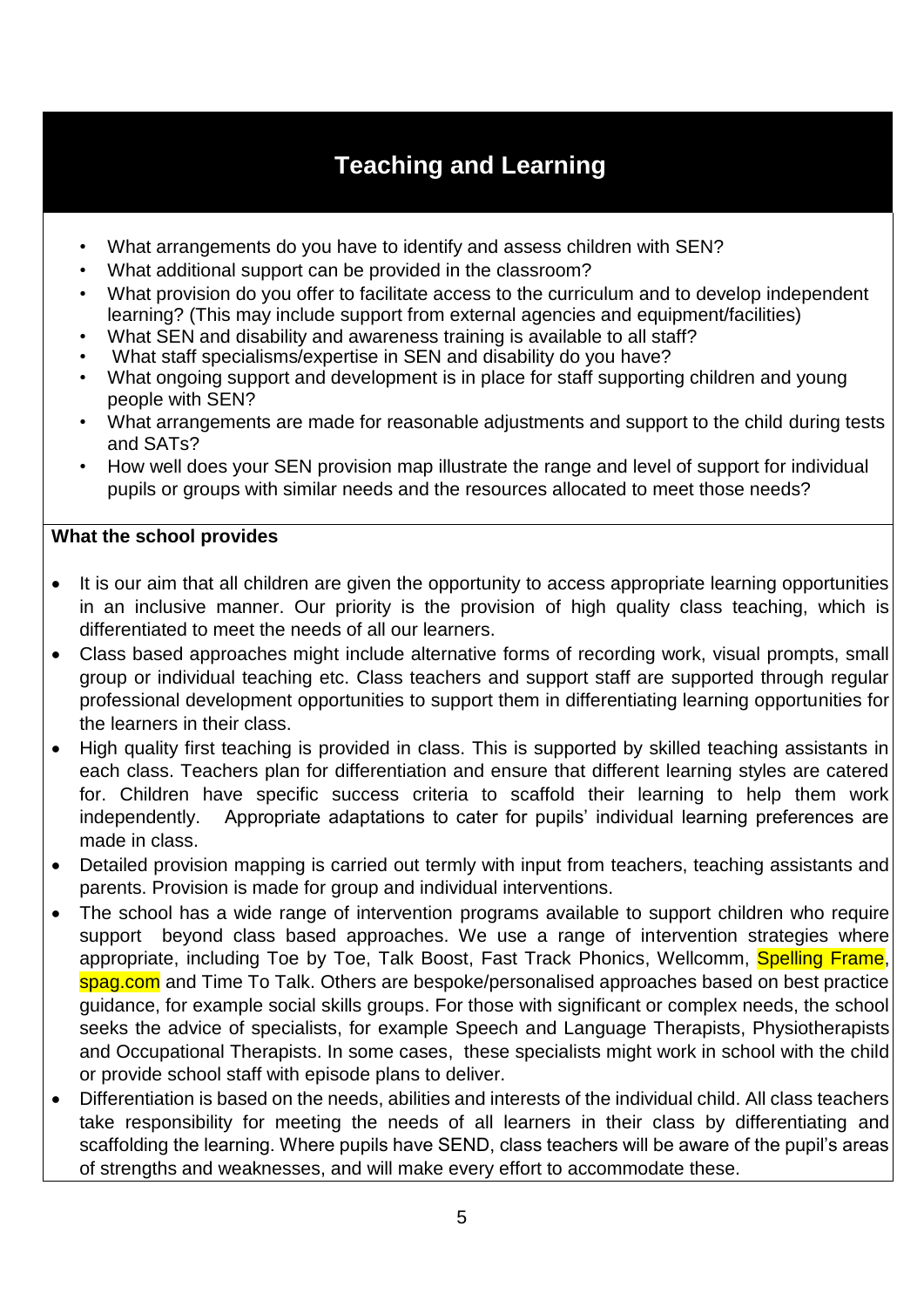## Teaching and Learning

- What arrangements do you have to identify and assess children with SEN?
- What additional support can be provided in the classroom?
- What provision do you offer to facilitate access to the curriculum and to develop independent learning? (This may include support from external agencies and equipment/facilities)
- What SEN and disability and awareness training is available to all staff?
- What staff specialisms/expertise in SEN and disability do you have?
- What ongoing support and development is in place for staff supporting children and young people with SEN?
- What arrangements are made for reasonable adjustments and support to the child during tests and SATs?
- How well does your SEN provision map illustrate the range and level of support for individual pupils or groups with similar needs and the resources allocated to meet those needs?

**What the school provides**

- It is our aim that all children are given the opportunity to access appropriate learning opportunities in an inclusive manner. Our priority is the provision of high quality class teaching, which is differentiated to meet the needs of all our learners.
- Class based approaches might include alternative forms of recording work, visual prompts, small group or individual teaching etc. Class teachers and support staff are supported through regular professional development opportunities to support them in differentiating learning opportunities for the learners in their class.
- High quality first teaching is provided in class. This is supported by skilled teaching assistants in each class. Teachers plan for differentiation and ensure that different learning styles are catered for. Children have specific success criteria to scaffold their learning to help them work independently. Appropriate adaptations to cater for pupils' individual learning preferences are made in class.
- Detailed provision mapping is carried out termly with input from teachers, teaching assistants and parents. Provision is made for group and individual interventions.
- The school has a wide range of intervention programs available to support children who require support beyond class based approaches. We use a range of intervention strategies where appropriate, including Toe by Toe, Talk Boost, Fast Track Phonics, Wellcomm, Spelling Frame, spag.com and Time To Talk. Others are bespoke/personalised approaches based on best practice guidance, for example social skills groups. For those with significant or complex needs, the school seeks the advice of specialists, for example Speech and Language Therapists, Physiotherapists and Occupational Therapists. In some cases, these specialists might work in school with the child or provide school staff with episode plans to deliver.
- Differentiation is based on the needs, abilities and interests of the individual child. All class teachers take responsibility for meeting the needs of all learners in their class by differentiating and scaffolding the learning. Where pupils have SEND, class teachers will be aware of the pupil's areas of strengths and weaknesses, and will make every effort to accommodate these.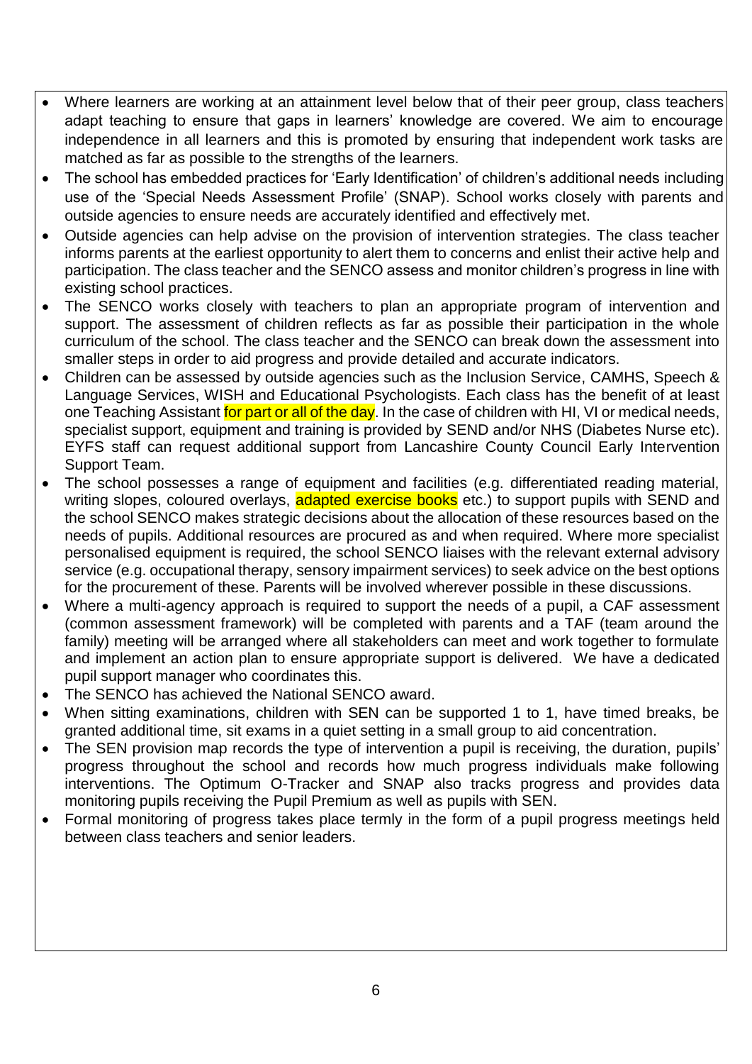- Where learners are working at an attainment level below that of their peer group, class teachers adapt teaching to ensure that gaps in learners' knowledge are covered. We aim to encourage independence in all learners and this is promoted by ensuring that independent work tasks are matched as far as possible to the strengths of the learners.
- The school has embedded practices for 'Early Identification' of children's additional needs including use of the 'Special Needs Assessment Profile' (SNAP). School works closely with parents and outside agencies to ensure needs are accurately identified and effectively met.
- Outside agencies can help advise on the provision of intervention strategies. The class teacher informs parents at the earliest opportunity to alert them to concerns and enlist their active help and participation. The class teacher and the SENCO assess and monitor children's progress in line with existing school practices.
- The SENCO works closely with teachers to plan an appropriate program of intervention and support. The assessment of children reflects as far as possible their participation in the whole curriculum of the school. The class teacher and the SENCO can break down the assessment into smaller steps in order to aid progress and provide detailed and accurate indicators.
- Children can be assessed by outside agencies such as the Inclusion Service, CAMHS, Speech & Language Services, WISH and Educational Psychologists. Each class has the benefit of at least one Teaching Assistant for part or all of the day. In the case of children with HI, VI or medical needs, specialist support, equipment and training is provided by SEND and/or NHS (Diabetes Nurse etc). EYFS staff can request additional support from Lancashire County Council Early Intervention Support Team.
- The school possesses a range of equipment and facilities (e.g. differentiated reading material, writing slopes, coloured overlays, adapted exercise books etc.) to support pupils with SEND and the school SENCO makes strategic decisions about the allocation of these resources based on the needs of pupils. Additional resources are procured as and when required. Where more specialist personalised equipment is required, the school SENCO liaises with the relevant external advisory service (e.g. occupational therapy, sensory impairment services) to seek advice on the best options for the procurement of these. Parents will be involved wherever possible in these discussions.
- Where a multi-agency approach is required to support the needs of a pupil, a CAF assessment (common assessment framework) will be completed with parents and a TAF (team around the family) meeting will be arranged where all stakeholders can meet and work together to formulate and implement an action plan to ensure appropriate support is delivered. We have a dedicated pupil support manager who coordinates this.
- The SENCO has achieved the National SENCO award.
- When sitting examinations, children with SEN can be supported 1 to 1, have timed breaks, be granted additional time, sit exams in a quiet setting in a small group to aid concentration.
- The SEN provision map records the type of intervention a pupil is receiving, the duration, pupils' progress throughout the school and records how much progress individuals make following interventions. The Optimum O-Tracker and SNAP also tracks progress and provides data monitoring pupils receiving the Pupil Premium as well as pupils with SEN.
- Formal monitoring of progress takes place termly in the form of a pupil progress meetings held between class teachers and senior leaders.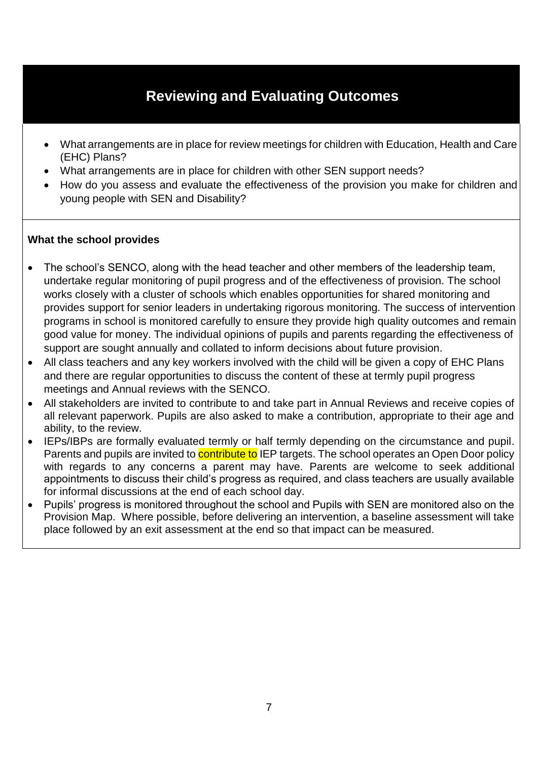## Reviewing and Evaluating Outcomes

- What arrangements are in place for review meetings for children with Education, Health and Care (EHC) Plans?
- What arrangements are in place for children with other SEN support needs?
- How do you assess and evaluate the effectiveness of the provision you make for children and young people with SEN and Disability?

**What the school provides**

- The school's SENCO, along with the head teacher and other members of the leadership team, undertake regular monitoring of pupil progress and of the effectiveness of provision. The school works closely with a cluster of schools which enables opportunities for shared monitoring and provides support for senior leaders in undertaking rigorous monitoring. The success of intervention programs in school is monitored carefully to ensure they provide high quality outcomes and remain good value for money. The individual opinions of pupils and parents regarding the effectiveness of support are sought annually and collated to inform decisions about future provision.
- All class teachers and any key workers involved with the child will be given a copy of EHC Plans and there are regular opportunities to discuss the content of these at termly pupil progress meetings and Annual reviews with the SENCO.
- All stakeholders are invited to contribute to and take part in Annual Reviews and receive copies of all relevant paperwork. Pupils are also asked to make a contribution, appropriate to their age and ability, to the review.
- IEPs/IBPs are formally evaluated termly or half termly depending on the circumstance and pupil. Parents and pupils are invited to contribute to IEP targets. The school operates an Open Door policy with regards to any concerns a parent may have. Parents are welcome to seek additional appointments to discuss their child's progress as required, and class teachers are usually available for informal discussions at the end of each school day.
- Pupils' progress is monitored throughout the school and Pupils with SEN are monitored also on the Provision Map. Where possible, before delivering an intervention, a baseline assessment will take place followed by an exit assessment at the end so that impact can be measured.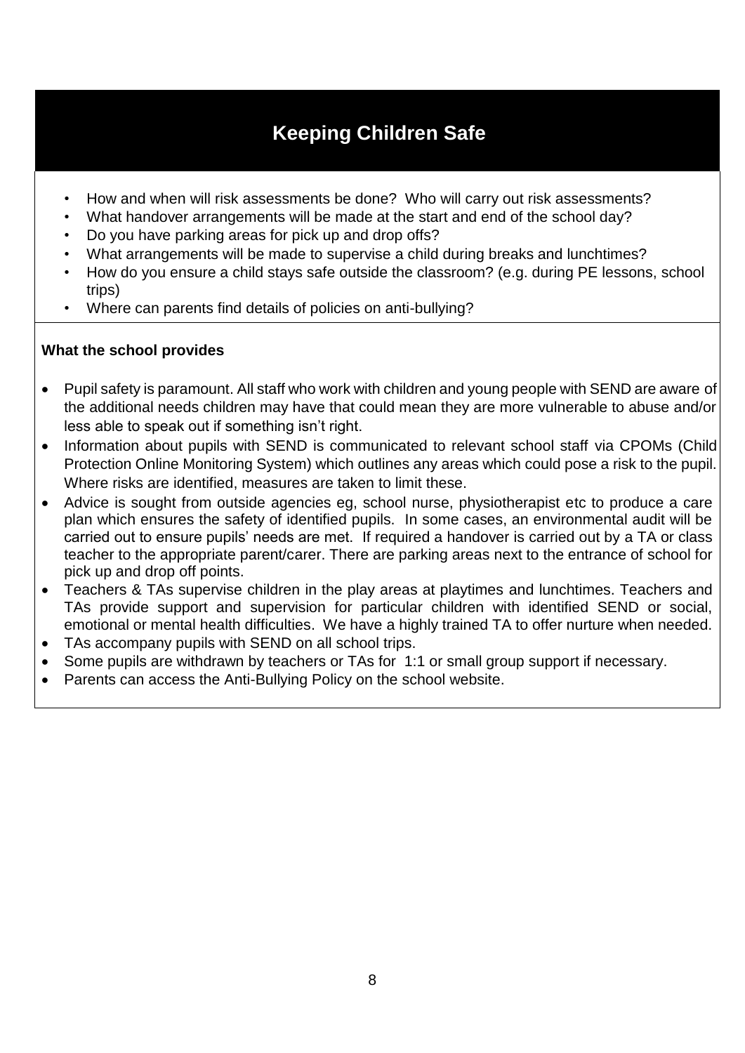## Keeping Children Safe

- How and when will risk assessments be done? Who will carry out risk assessments?
- What handover arrangements will be made at the start and end of the school day?
- Do you have parking areas for pick up and drop offs?
- What arrangements will be made to supervise a child during breaks and lunchtimes?
- How do you ensure a child stays safe outside the classroom? (e.g. during PE lessons, school trips)
- Where can parents find details of policies on anti-bullying?

**What the school provides**

- Pupil safety is paramount. All staff who work with children and young people with SEND are aware of the additional needs children may have that could mean they are more vulnerable to abuse and/or less able to speak out if something isn't right.
- Information about pupils with SEND is communicated to relevant school staff via CPOMs (Child Protection Online Monitoring System) which outlines any areas which could pose a risk to the pupil. Where risks are identified, measures are taken to limit these.
- Advice is sought from outside agencies eg, school nurse, physiotherapist etc to produce a care plan which ensures the safety of identified pupils. In some cases, an environmental audit will be carried out to ensure pupils' needs are met. If required a handover is carried out by a TA or class teacher to the appropriate parent/carer. There are parking areas next to the entrance of school for pick up and drop off points.
- Teachers & TAs supervise children in the play areas at playtimes and lunchtimes. Teachers and TAs provide support and supervision for particular children with identified SEND or social, emotional or mental health difficulties. We have a highly trained TA to offer nurture when needed.
- TAs accompany pupils with SEND on all school trips.
- Some pupils are withdrawn by teachers or TAs for 1:1 or small group support if necessary.
- Parents can access the Anti-Bullying Policy on the school website.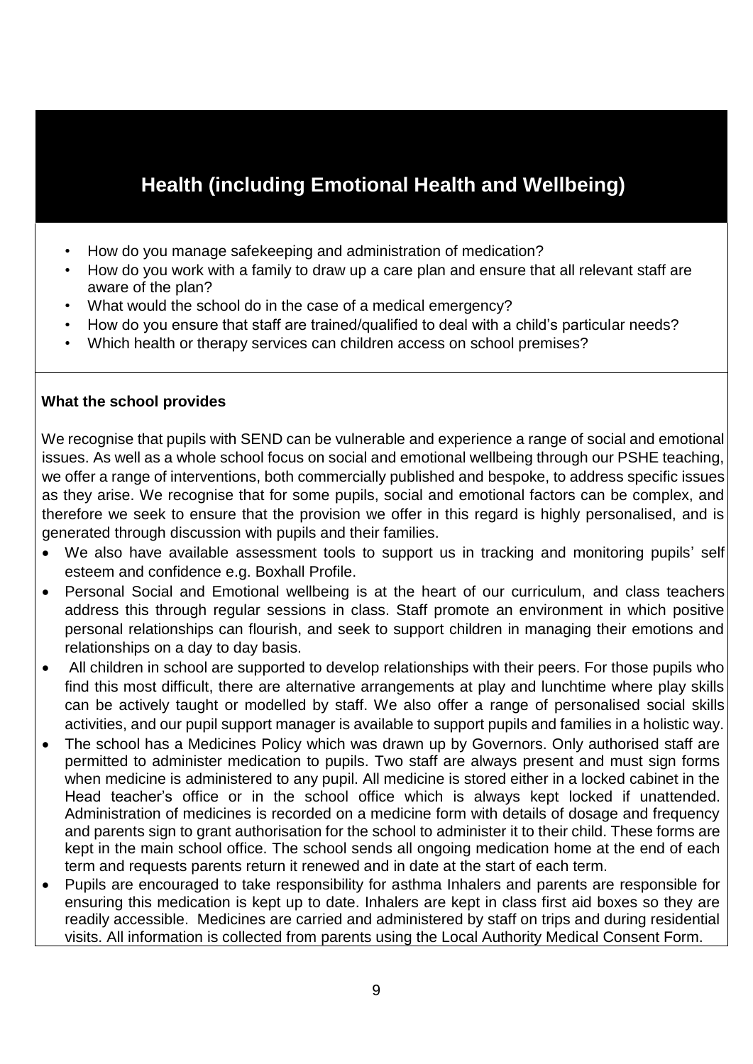# Health (including Emotional Health and Wellbeing)

- How do you manage safekeeping and administration of medication?
- How do you work with a family to draw up a care plan and ensure that all relevant staff are aware of the plan?
- What would the school do in the case of a medical emergency?
- How do you ensure that staff are trained/qualified to deal with a child's particular needs?
- Which health or therapy services can children access on school premises?

**What the school provides**

We recognise that pupils with SEND can be vulnerable and experience a range of social and emotional issues. As well as a whole school focus on social and emotional wellbeing through our PSHE teaching, we offer a range of interventions, both commercially published and bespoke, to address specific issues as they arise. We recognise that for some pupils, social and emotional factors can be complex, and therefore we seek to ensure that the provision we offer in this regard is highly personalised, and is generated through discussion with pupils and their families.

- We also have available assessment tools to support us in tracking and monitoring pupils' self esteem and confidence e.g. Boxhall Profile.
- Personal Social and Emotional wellbeing is at the heart of our curriculum, and class teachers address this through regular sessions in class. Staff promote an environment in which positive personal relationships can flourish, and seek to support children in managing their emotions and relationships on a day to day basis.
- All children in school are supported to develop relationships with their peers. For those pupils who find this most difficult, there are alternative arrangements at play and lunchtime where play skills can be actively taught or modelled by staff. We also offer a range of personalised social skills activities, and our pupil support manager is available to support pupils and families in a holistic way.
- The school has a Medicines Policy which was drawn up by Governors. Only authorised staff are permitted to administer medication to pupils. Two staff are always present and must sign forms when medicine is administered to any pupil. All medicine is stored either in a locked cabinet in the Head teacher's office or in the school office which is always kept locked if unattended. Administration of medicines is recorded on a medicine form with details of dosage and frequency and parents sign to grant authorisation for the school to administer it to their child. These forms are kept in the main school office. The school sends all ongoing medication home at the end of each term and requests parents return it renewed and in date at the start of each term.
- Pupils are encouraged to take responsibility for asthma Inhalers and parents are responsible for ensuring this medication is kept up to date. Inhalers are kept in class first aid boxes so they are readily accessible. Medicines are carried and administered by staff on trips and during residential visits. All information is collected from parents using the Local Authority Medical Consent Form.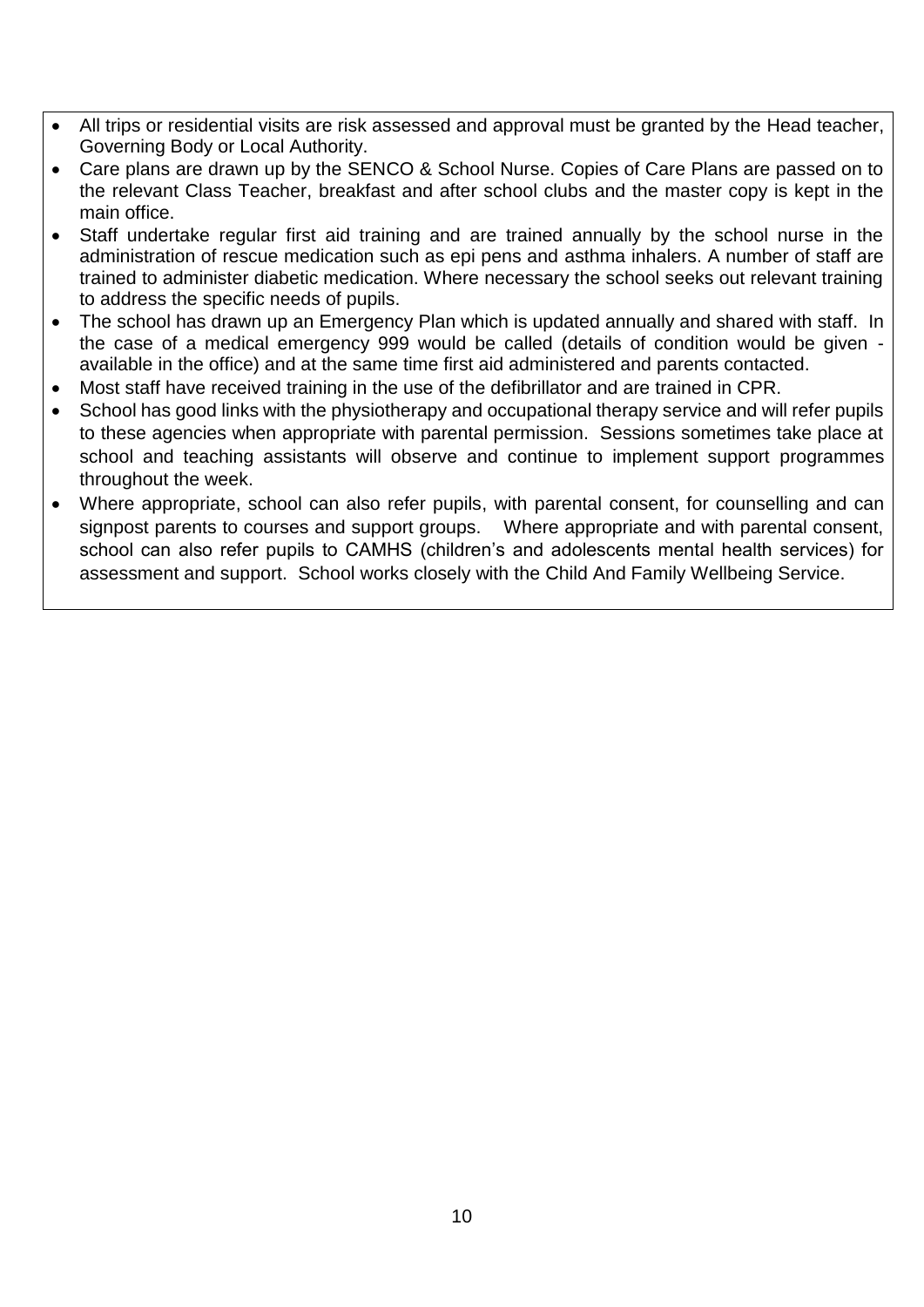- All trips or residential visits are risk assessed and approval must be granted by the Head teacher, Governing Body or Local Authority.
- Care plans are drawn up by the SENCO & School Nurse. Copies of Care Plans are passed on to the relevant Class Teacher, breakfast and after school clubs and the master copy is kept in the main office.
- Staff undertake regular first aid training and are trained annually by the school nurse in the administration of rescue medication such as epi pens and asthma inhalers. A number of staff are trained to administer diabetic medication. Where necessary the school seeks out relevant training to address the specific needs of pupils.
- The school has drawn up an Emergency Plan which is updated annually and shared with staff. In the case of a medical emergency 999 would be called (details of condition would be given - available in the office) and at the same time first aid administered and parents contacted.
- Most staff have received training in the use of the defibrillator and are trained in CPR.
- School has good links with the physiotherapy and occupational therapy service and will refer pupils to these agencies when appropriate with parental permission. Sessions sometimes take place at school and teaching assistants will observe and continue to implement support programmes throughout the week.
- Where appropriate, school can also refer pupils, with parental consent, for counselling and can signpost parents to courses and support groups. Where appropriate and with parental consent, school can also refer pupils to CAMHS (children's and adolescents mental health services) for assessment and support. School works closely with the Child And Family Wellbeing Service.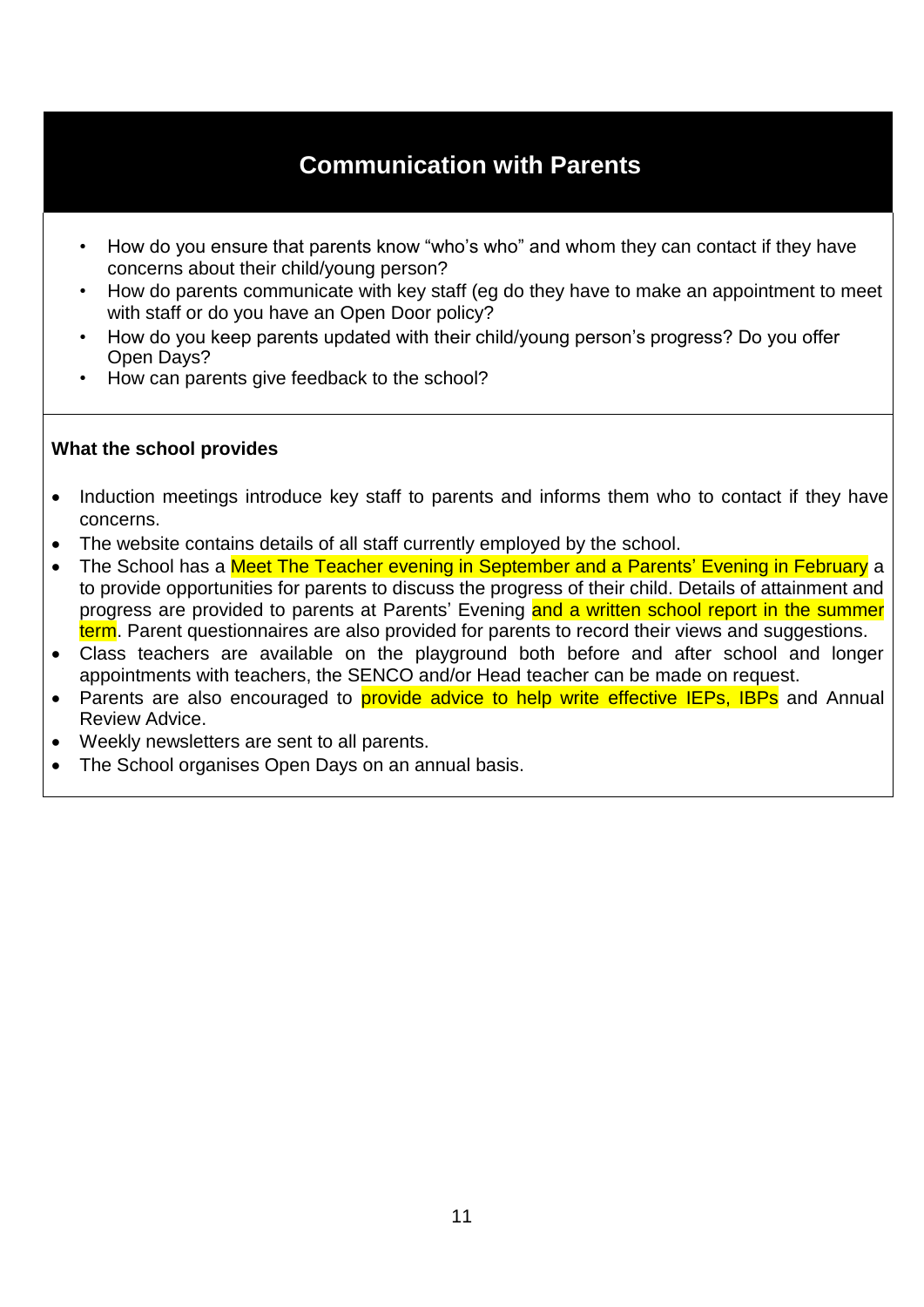## Communication with Parents

- How do you ensure that parents know "who's who" and whom they can contact if they have concerns about their child/young person?
- How do parents communicate with key staff (eg do they have to make an appointment to meet with staff or do you have an Open Door policy?
- How do you keep parents updated with their child/young person's progress? Do you offer Open Days?
- How can parents give feedback to the school?

**What the school provides**

- Induction meetings introduce key staff to parents and informs them who to contact if they have concerns.
- The website contains details of all staff currently employed by the school.
- The School has a Meet The Teacher evening in September and a Parents' Evening in February a to provide opportunities for parents to discuss the progress of their child. Details of attainment and progress are provided to parents at Parents' Evening and a written school report in the summer term. Parent questionnaires are also provided for parents to record their views and suggestions.
- Class teachers are available on the playground both before and after school and longer appointments with teachers, the SENCO and/or Head teacher can be made on request.
- Parents are also encouraged to provide advice to help write effective IEPs, IBPs and Annual Review Advice.
- Weekly newsletters are sent to all parents.
- The School organises Open Days on an annual basis.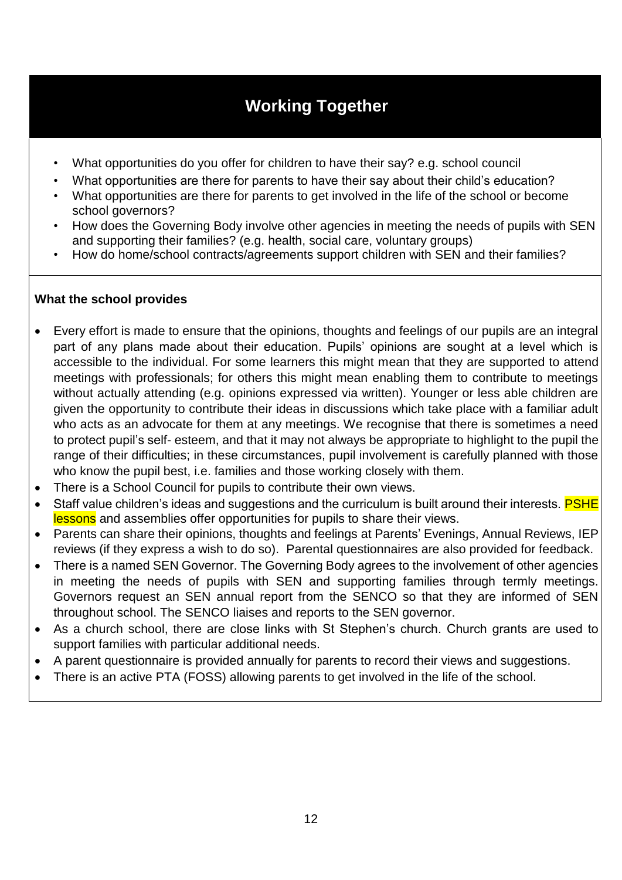## Working Together

- What opportunities do you offer for children to have their say? e.g. school council
- What opportunities are there for parents to have their say about their child's education?
- What opportunities are there for parents to get involved in the life of the school or become school governors?
- How does the Governing Body involve other agencies in meeting the needs of pupils with SEN and supporting their families? (e.g. health, social care, voluntary groups)
- How do home/school contracts/agreements support children with SEN and their families?

**What the school provides**

- Every effort is made to ensure that the opinions, thoughts and feelings of our pupils are an integral part of any plans made about their education. Pupils' opinions are sought at a level which is accessible to the individual. For some learners this might mean that they are supported to attend meetings with professionals; for others this might mean enabling them to contribute to meetings without actually attending (e.g. opinions expressed via written). Younger or less able children are given the opportunity to contribute their ideas in discussions which take place with a familiar adult who acts as an advocate for them at any meetings. We recognise that there is sometimes a need to protect pupil's self- esteem, and that it may not always be appropriate to highlight to the pupil the range of their difficulties; in these circumstances, pupil involvement is carefully planned with those who know the pupil best, i.e. families and those working closely with them.
- There is a School Council for pupils to contribute their own views.
- Staff value children's ideas and suggestions and the curriculum is built around their interests. PSHE lessons and assemblies offer opportunities for pupils to share their views.
- Parents can share their opinions, thoughts and feelings at Parents' Evenings, Annual Reviews, IEP reviews (if they express a wish to do so). Parental questionnaires are also provided for feedback.
- There is a named SEN Governor. The Governing Body agrees to the involvement of other agencies in meeting the needs of pupils with SEN and supporting families through termly meetings. Governors request an SEN annual report from the SENCO so that they are informed of SEN throughout school. The SENCO liaises and reports to the SEN governor.
- As a church school, there are close links with St Stephen's church. Church grants are used to support families with particular additional needs.
- A parent questionnaire is provided annually for parents to record their views and suggestions.
- There is an active PTA (FOSS) allowing parents to get involved in the life of the school.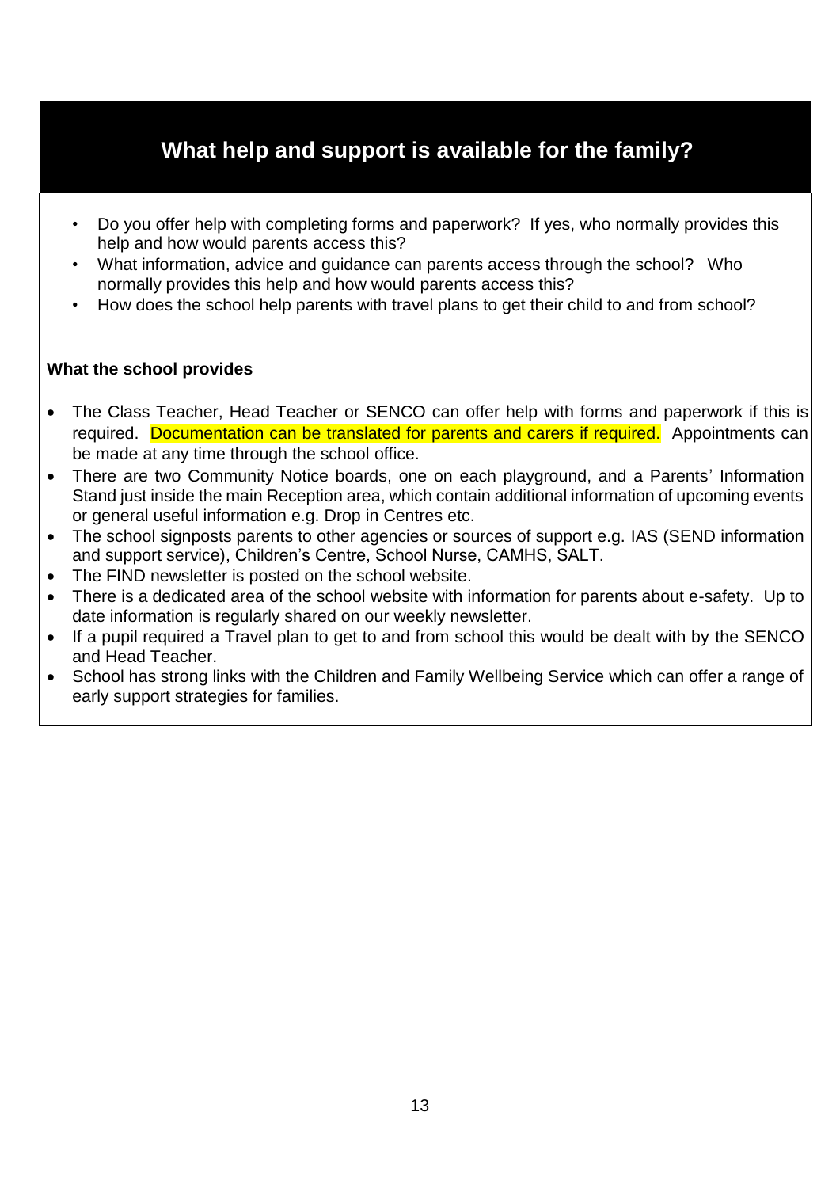## What help and support is available for the family?

- Do you offer help with completing forms and paperwork? If yes, who normally provides this help and how would parents access this?
- What information, advice and guidance can parents access through the school? Who normally provides this help and how would parents access this?
- How does the school help parents with travel plans to get their child to and from school?

**What the school provides**

- The Class Teacher, Head Teacher or SENCO can offer help with forms and paperwork if this is required. Documentation can be translated for parents and carers if required. Appointments can be made at any time through the school office.
- There are two Community Notice boards, one on each playground, and a Parents' Information Stand just inside the main Reception area, which contain additional information of upcoming events or general useful information e.g. Drop in Centres etc.
- The school signposts parents to other agencies or sources of support e.g. IAS (SEND information and support service), Children's Centre, School Nurse, CAMHS, SALT.
- The FIND newsletter is posted on the school website.
- There is a dedicated area of the school website with information for parents about e-safety. Up to date information is regularly shared on our weekly newsletter.
- If a pupil required a Travel plan to get to and from school this would be dealt with by the SENCO and Head Teacher.
- School has strong links with the Children and Family Wellbeing Service which can offer a range of early support strategies for families.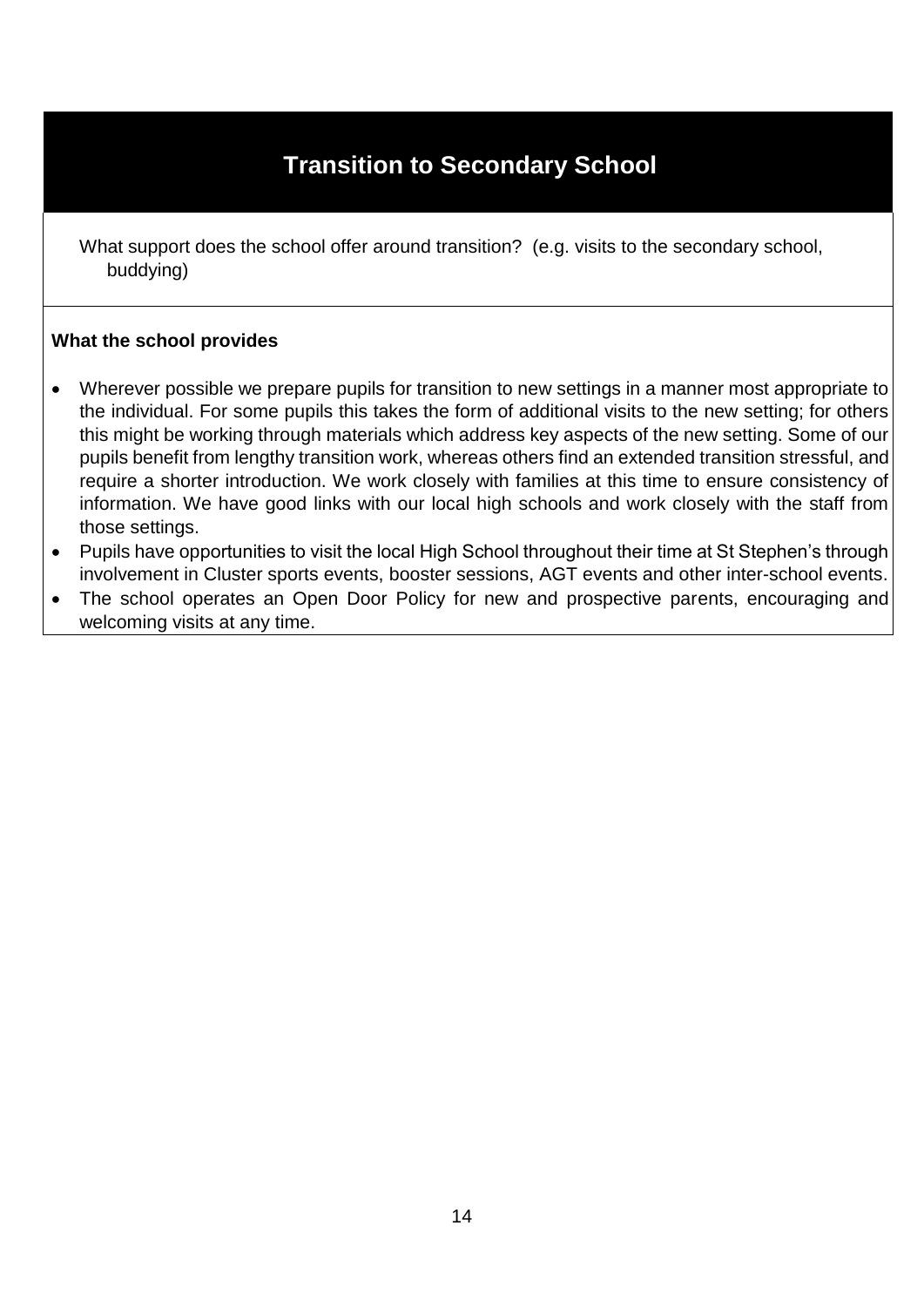## Transition to Secondary School

What support does the school offer around transition? (e.g. visits to the secondary school, buddying)

**What the school provides**

- Wherever possible we prepare pupils for transition to new settings in a manner most appropriate to the individual. For some pupils this takes the form of additional visits to the new setting; for others this might be working through materials which address key aspects of the new setting. Some of our pupils benefit from lengthy transition work, whereas others find an extended transition stressful, and require a shorter introduction. We work closely with families at this time to ensure consistency of information. We have good links with our local high schools and work closely with the staff from those settings.
- Pupils have opportunities to visit the local High School throughout their time at St Stephen's through involvement in Cluster sports events, booster sessions, AGT events and other inter-school events.
- The school operates an Open Door Policy for new and prospective parents, encouraging and welcoming visits at any time.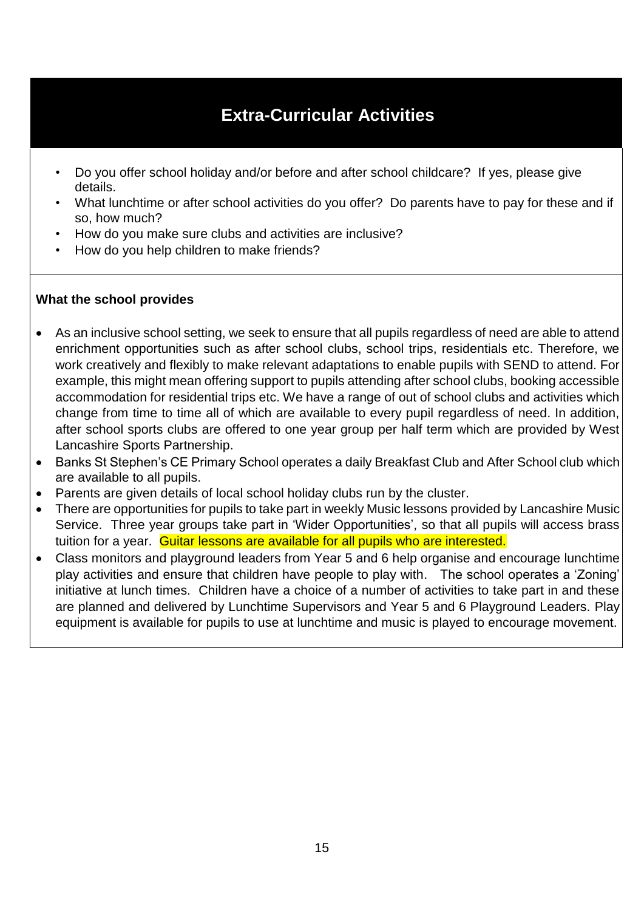## Extra-Curricular Activities

- Do you offer school holiday and/or before and after school childcare? If yes, please give details.
- What lunchtime or after school activities do you offer? Do parents have to pay for these and if so, how much?
- How do you make sure clubs and activities are inclusive?
- How do you help children to make friends?

**What the school provides**

- As an inclusive school setting, we seek to ensure that all pupils regardless of need are able to attend enrichment opportunities such as after school clubs, school trips, residentials etc. Therefore, we work creatively and flexibly to make relevant adaptations to enable pupils with SEND to attend. For example, this might mean offering support to pupils attending after school clubs, booking accessible accommodation for residential trips etc. We have a range of out of school clubs and activities which change from time to time all of which are available to every pupil regardless of need. In addition, after school sports clubs are offered to one year group per half term which are provided by West Lancashire Sports Partnership.
- Banks St Stephen's CE Primary School operates a daily Breakfast Club and After School club which are available to all pupils.
- Parents are given details of local school holiday clubs run by the cluster.
- There are opportunities for pupils to take part in weekly Music lessons provided by Lancashire Music Service. Three year groups take part in 'Wider Opportunities', so that all pupils will access brass tuition for a year. Guitar lessons are available for all pupils who are interested.
- Class monitors and playground leaders from Year 5 and 6 help organise and encourage lunchtime play activities and ensure that children have people to play with. The school operates a 'Zoning' initiative at lunch times. Children have a choice of a number of activities to take part in and these are planned and delivered by Lunchtime Supervisors and Year 5 and 6 Playground Leaders. Play equipment is available for pupils to use at lunchtime and music is played to encourage movement.